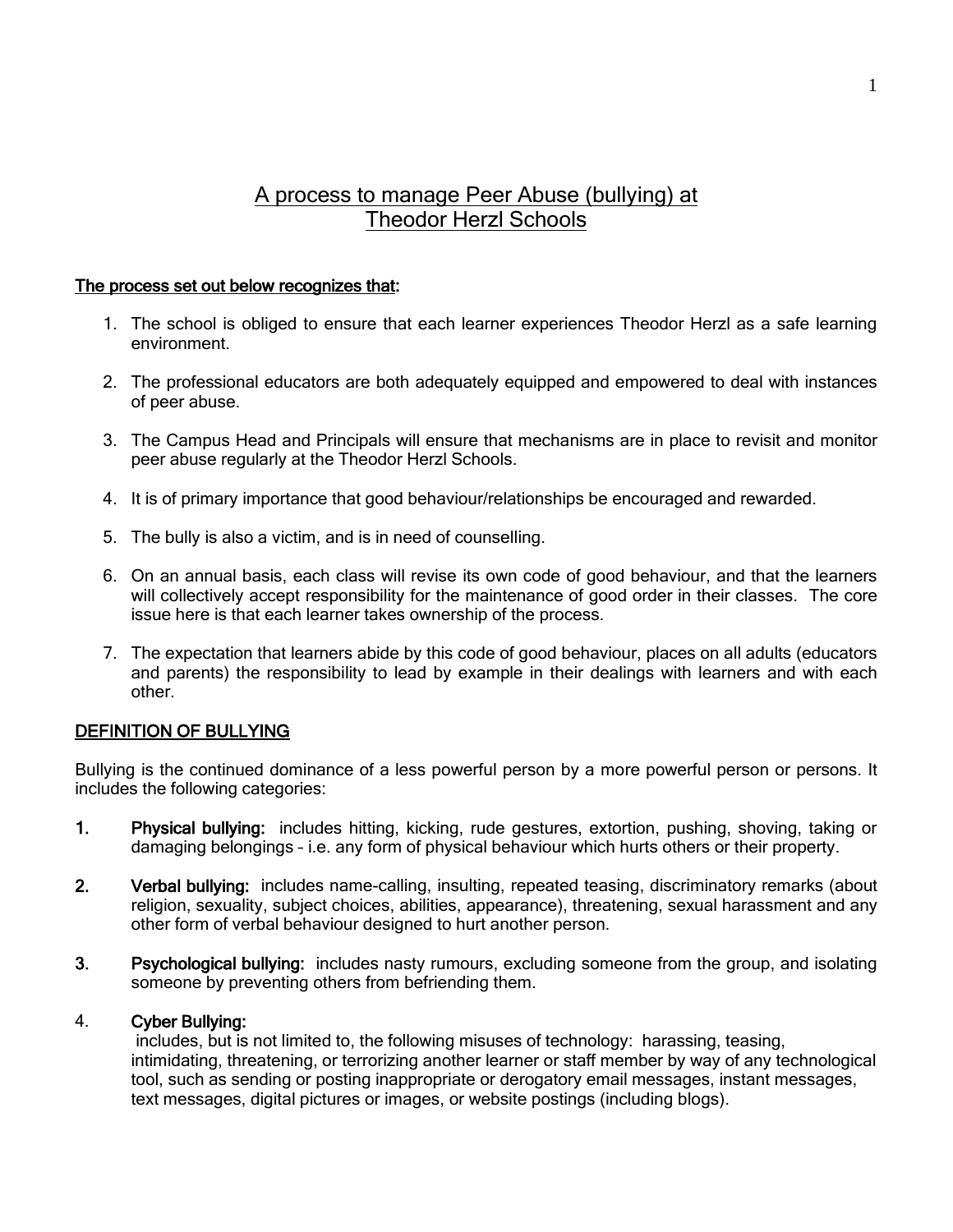# A process to manage Peer Abuse (bullying) at Theodor Herzl Schools

**The process set out below recognizes that:**

1. The school is obliged to ensure that each learner experiences Theodor Herzl as a safe learning environment.

2. The professional educators are both adequately equipped and empowered to deal with instances of peer abuse.

3. The Campus Head and Principals will ensure that mechanisms are in place to revisit and monitor peer abuse regularly at the Theodor Herzl Schools.

4. It is of primary importance that good behaviour/relationships be encouraged and rewarded.

5. The bully is also a victim, and is in need of counselling.

6. On an annual basis, each class will revise its own code of good behaviour, and that the learners will collectively accept responsibility for the maintenance of good order in their classes. The core issue here is that each learner takes ownership of the process.

7. The expectation that learners abide by this code of good behaviour, places on all adults (educators and parents) the responsibility to lead by example in their dealings with learners and with each other.

## DEFINITION OF BULLYING

Bullying is the continued dominance of a less powerful person by a more powerful person or persons. It includes the following categories:

1. **Physical bullying:** includes hitting, kicking, rude gestures, extortion, pushing, shoving, taking or damaging belongings – i.e. any form of physical behaviour which hurts others or their property.

2. **Verbal bullying:** includes name-calling, insulting, repeated teasing, discriminatory remarks (about religion, sexuality, subject choices, abilities, appearance), threatening, sexual harassment and any other form of verbal behaviour designed to hurt another person.

3. **Psychological bullying:** includes nasty rumours, excluding someone from the group, and isolating someone by preventing others from befriending them.

4. **Cyber Bullying:**
   includes, but is not limited to, the following misuses of technology: harassing, teasing, intimidating, threatening, or terrorizing another learner or staff member by way of any technological tool, such as sending or posting inappropriate or derogatory email messages, instant messages, text messages, digital pictures or images, or website postings (including blogs).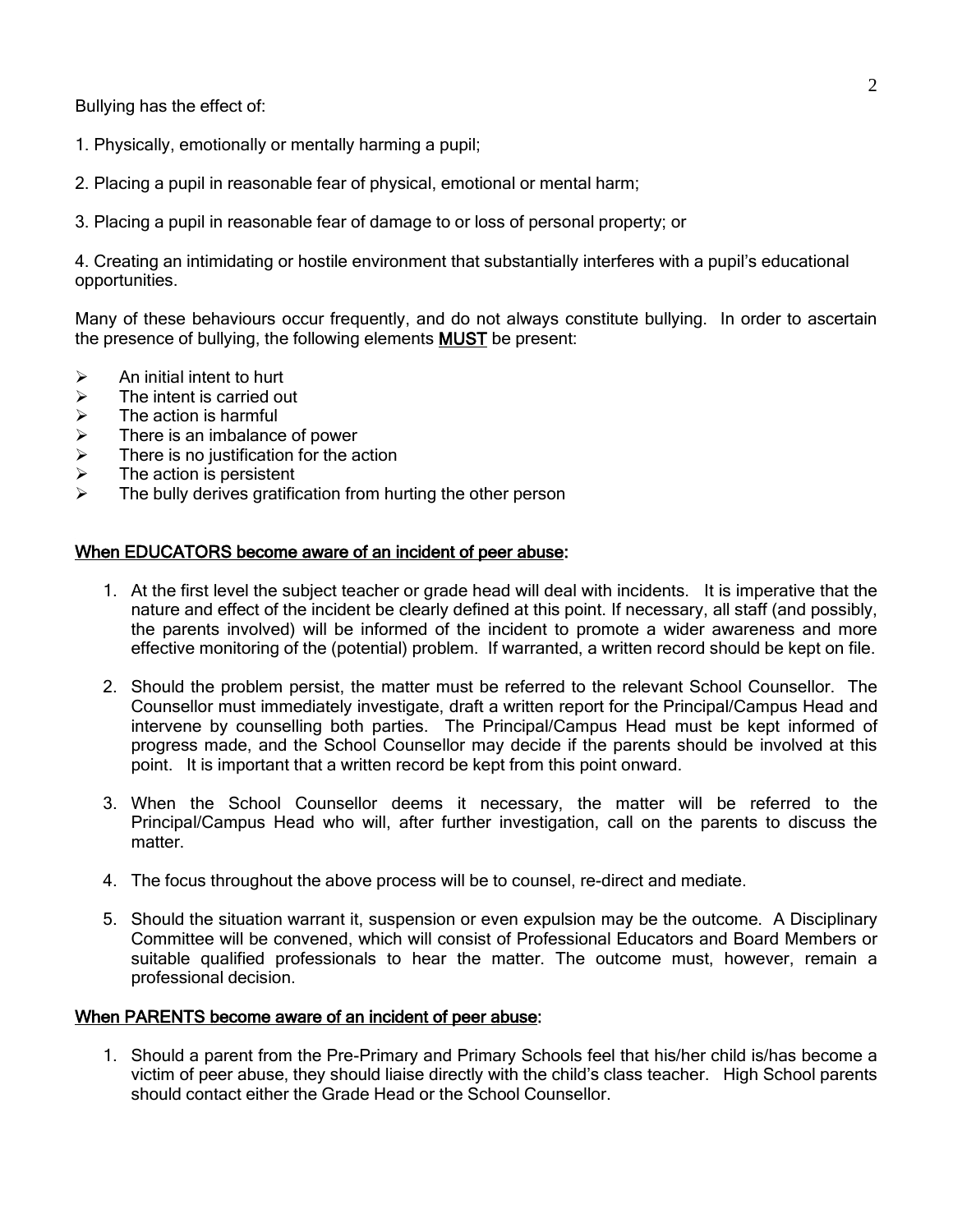Bullying has the effect of:

1. Physically, emotionally or mentally harming a pupil;

2. Placing a pupil in reasonable fear of physical, emotional or mental harm;

3. Placing a pupil in reasonable fear of damage to or loss of personal property; or

4. Creating an intimidating or hostile environment that substantially interferes with a pupil's educational opportunities.

Many of these behaviours occur frequently, and do not always constitute bullying. In order to ascertain the presence of bullying, the following elements **MUST** be present:

- An initial intent to hurt
- The intent is carried out
- The action is harmful
- There is an imbalance of power
- There is no justification for the action
- The action is persistent
- The bully derives gratification from hurting the other person

## When EDUCATORS become aware of an incident of peer abuse:

1. At the first level the subject teacher or grade head will deal with incidents. It is imperative that the nature and effect of the incident be clearly defined at this point. If necessary, all staff (and possibly, the parents involved) will be informed of the incident to promote a wider awareness and more effective monitoring of the (potential) problem. If warranted, a written record should be kept on file.

2. Should the problem persist, the matter must be referred to the relevant School Counsellor. The Counsellor must immediately investigate, draft a written report for the Principal/Campus Head and intervene by counselling both parties. The Principal/Campus Head must be kept informed of progress made, and the School Counsellor may decide if the parents should be involved at this point. It is important that a written record be kept from this point onward.

3. When the School Counsellor deems it necessary, the matter will be referred to the Principal/Campus Head who will, after further investigation, call on the parents to discuss the matter.

4. The focus throughout the above process will be to counsel, re-direct and mediate.

5. Should the situation warrant it, suspension or even expulsion may be the outcome. A Disciplinary Committee will be convened, which will consist of Professional Educators and Board Members or suitable qualified professionals to hear the matter. The outcome must, however, remain a professional decision.

## When PARENTS become aware of an incident of peer abuse:

1. Should a parent from the Pre-Primary and Primary Schools feel that his/her child is/has become a victim of peer abuse, they should liaise directly with the child's class teacher. High School parents should contact either the Grade Head or the School Counsellor.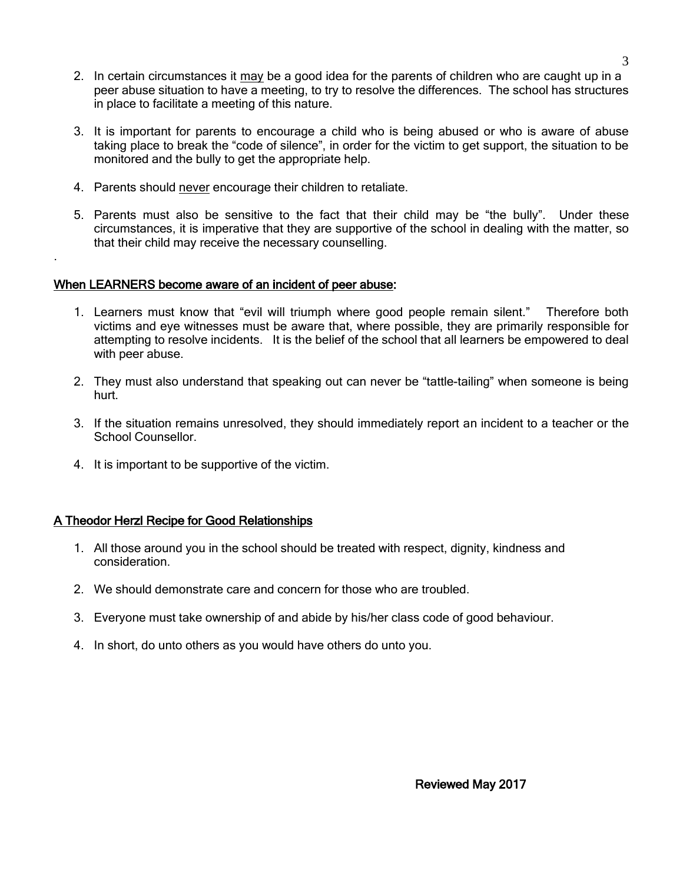2. In certain circumstances it <u>may</u> be a good idea for the parents of children who are caught up in a peer abuse situation to have a meeting, to try to resolve the differences. The school has structures in place to facilitate a meeting of this nature.

3. It is important for parents to encourage a child who is being abused or who is aware of abuse taking place to break the "code of silence", in order for the victim to get support, the situation to be monitored and the bully to get the appropriate help.

4. Parents should <u>never</u> encourage their children to retaliate.

5. Parents must also be sensitive to the fact that their child may be "the bully". Under these circumstances, it is imperative that they are supportive of the school in dealing with the matter, so that their child may receive the necessary counselling.

.

## <u>When LEARNERS become aware of an incident of peer abuse:</u>

1. Learners must know that "evil will triumph where good people remain silent." Therefore both victims and eye witnesses must be aware that, where possible, they are primarily responsible for attempting to resolve incidents. It is the belief of the school that all learners be empowered to deal with peer abuse.

2. They must also understand that speaking out can never be "tattle-tailing" when someone is being hurt.

3. If the situation remains unresolved, they should immediately report an incident to a teacher or the School Counsellor.

4. It is important to be supportive of the victim.

## <u>A Theodor Herzl Recipe for Good Relationships</u>

1. All those around you in the school should be treated with respect, dignity, kindness and consideration.

2. We should demonstrate care and concern for those who are troubled.

3. Everyone must take ownership of and abide by his/her class code of good behaviour.

4. In short, do unto others as you would have others do unto you.

**Reviewed May 2017**